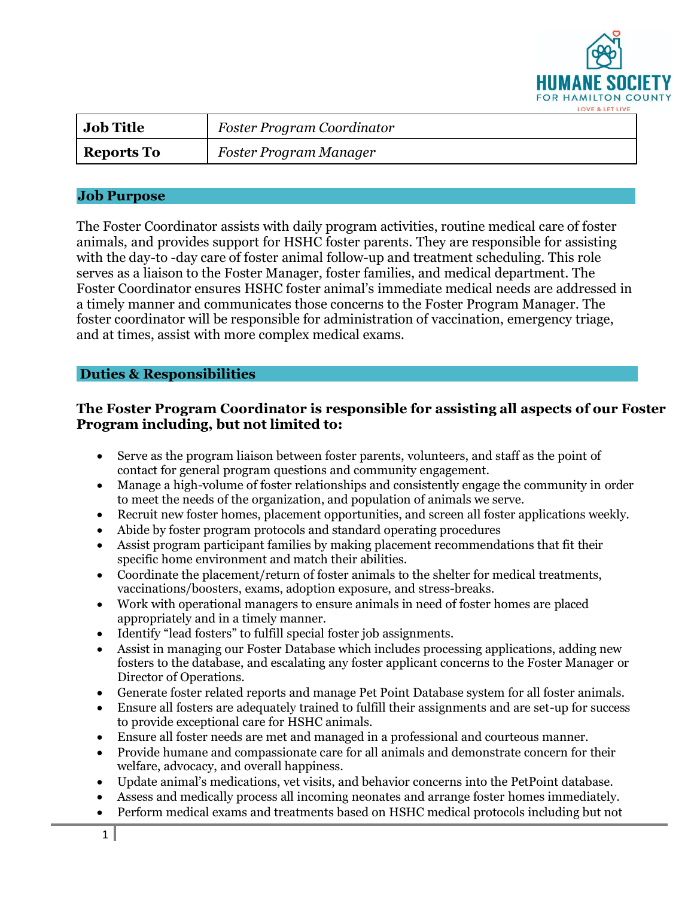HUMANE SOCIETY FOR HAMILTON COUNTY

LOVE & LET LIVE

| Job Title | Foster Program Coordinator |
|---|---|
| Reports To | Foster Program Manager |

## Job Purpose

The Foster Coordinator assists with daily program activities, routine medical care of foster animals, and provides support for HSHC foster parents. They are responsible for assisting with the day-to -day care of foster animal follow-up and treatment scheduling. This role serves as a liaison to the Foster Manager, foster families, and medical department. The Foster Coordinator ensures HSHC foster animal's immediate medical needs are addressed in a timely manner and communicates those concerns to the Foster Program Manager. The foster coordinator will be responsible for administration of vaccination, emergency triage, and at times, assist with more complex medical exams.

## Duties & Responsibilities

**The Foster Program Coordinator is responsible for assisting all aspects of our Foster Program including, but not limited to:**

- Serve as the program liaison between foster parents, volunteers, and staff as the point of contact for general program questions and community engagement.
- Manage a high-volume of foster relationships and consistently engage the community in order to meet the needs of the organization, and population of animals we serve.
- Recruit new foster homes, placement opportunities, and screen all foster applications weekly.
- Abide by foster program protocols and standard operating procedures
- Assist program participant families by making placement recommendations that fit their specific home environment and match their abilities.
- Coordinate the placement/return of foster animals to the shelter for medical treatments, vaccinations/boosters, exams, adoption exposure, and stress-breaks.
- Work with operational managers to ensure animals in need of foster homes are placed appropriately and in a timely manner.
- Identify "lead fosters" to fulfill special foster job assignments.
- Assist in managing our Foster Database which includes processing applications, adding new fosters to the database, and escalating any foster applicant concerns to the Foster Manager or Director of Operations.
- Generate foster related reports and manage Pet Point Database system for all foster animals.
- Ensure all fosters are adequately trained to fulfill their assignments and are set-up for success to provide exceptional care for HSHC animals.
- Ensure all foster needs are met and managed in a professional and courteous manner.
- Provide humane and compassionate care for all animals and demonstrate concern for their welfare, advocacy, and overall happiness.
- Update animal's medications, vet visits, and behavior concerns into the PetPoint database.
- Assess and medically process all incoming neonates and arrange foster homes immediately.
- Perform medical exams and treatments based on HSHC medical protocols including but not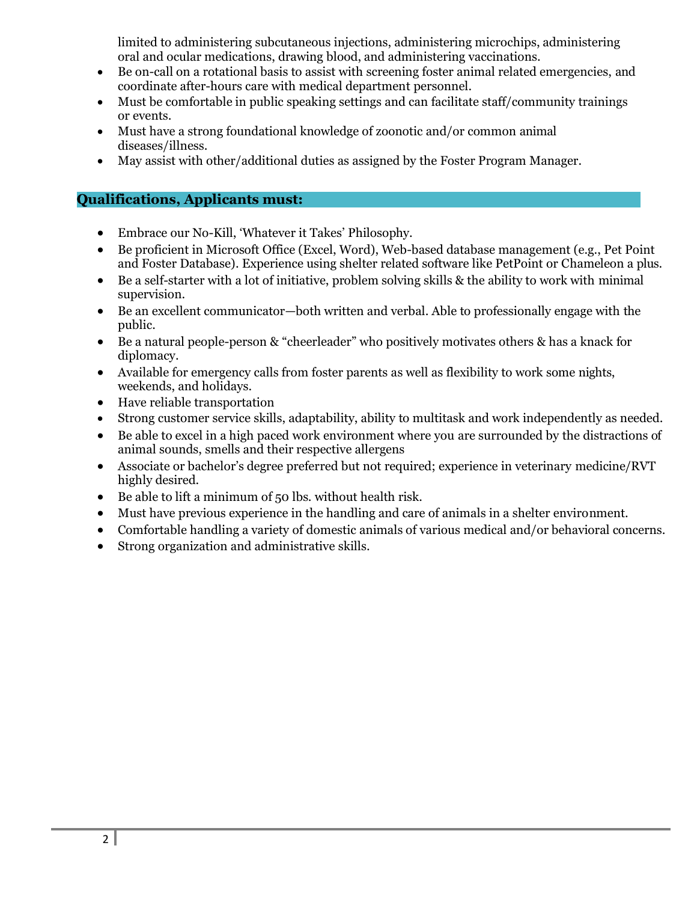limited to administering subcutaneous injections, administering microchips, administering oral and ocular medications, drawing blood, and administering vaccinations.

- Be on-call on a rotational basis to assist with screening foster animal related emergencies, and coordinate after-hours care with medical department personnel.
- Must be comfortable in public speaking settings and can facilitate staff/community trainings or events.
- Must have a strong foundational knowledge of zoonotic and/or common animal diseases/illness.
- May assist with other/additional duties as assigned by the Foster Program Manager.

## Qualifications, Applicants must:

- Embrace our No-Kill, 'Whatever it Takes' Philosophy.
- Be proficient in Microsoft Office (Excel, Word), Web-based database management (e.g., Pet Point and Foster Database). Experience using shelter related software like PetPoint or Chameleon a plus.
- Be a self-starter with a lot of initiative, problem solving skills & the ability to work with minimal supervision.
- Be an excellent communicator—both written and verbal. Able to professionally engage with the public.
- Be a natural people-person & "cheerleader" who positively motivates others & has a knack for diplomacy.
- Available for emergency calls from foster parents as well as flexibility to work some nights, weekends, and holidays.
- Have reliable transportation
- Strong customer service skills, adaptability, ability to multitask and work independently as needed.
- Be able to excel in a high paced work environment where you are surrounded by the distractions of animal sounds, smells and their respective allergens
- Associate or bachelor's degree preferred but not required; experience in veterinary medicine/RVT highly desired.
- Be able to lift a minimum of 50 lbs. without health risk.
- Must have previous experience in the handling and care of animals in a shelter environment.
- Comfortable handling a variety of domestic animals of various medical and/or behavioral concerns.
- Strong organization and administrative skills.